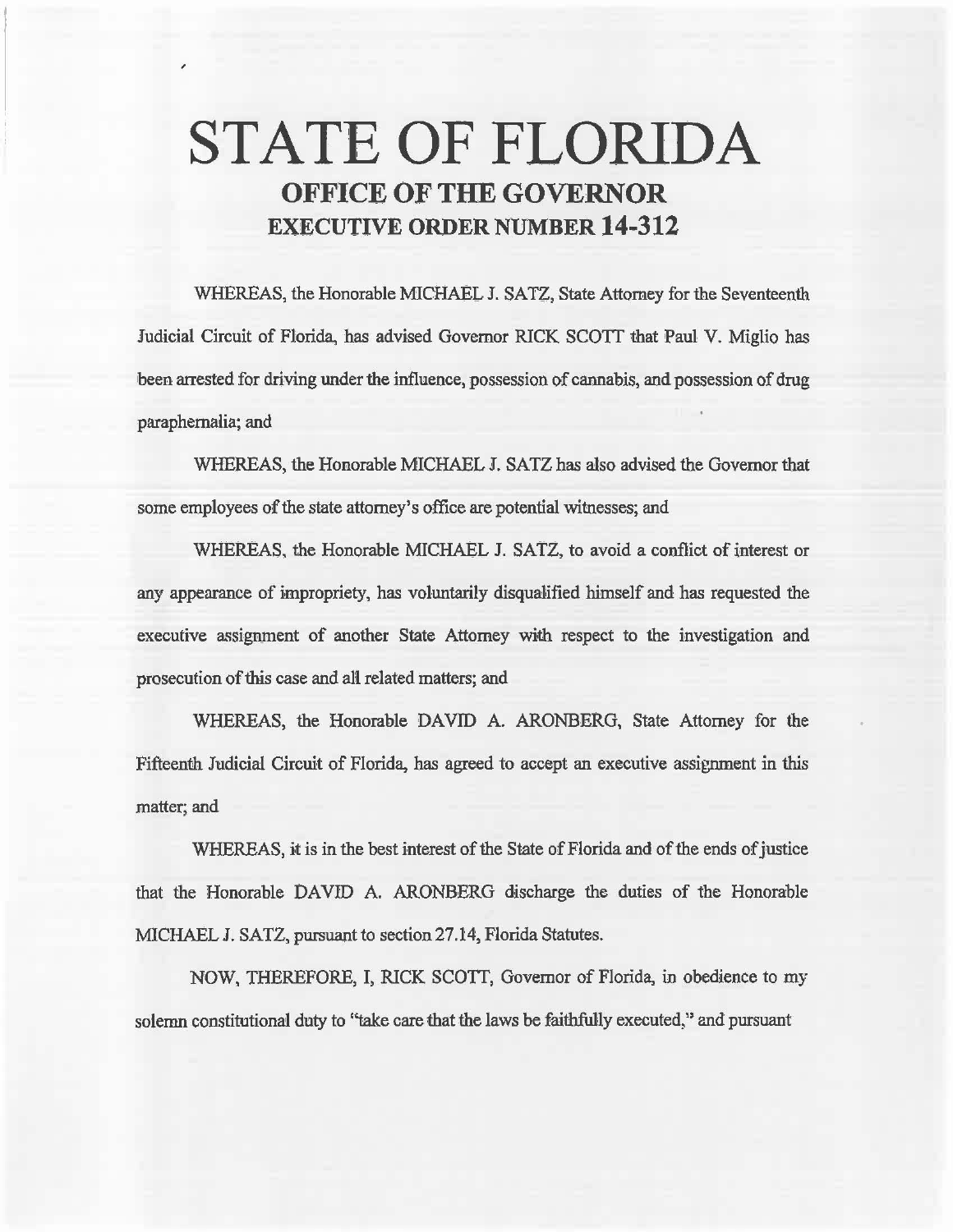# STATE OF FLORIDA

## OFFICE OF THE GOVERNOR

## EXECUTIVE ORDER NUMBER 14-312

WHEREAS, the Honorable MICHAEL J. SATZ, State Attorney for the Seventeenth Judicial Circuit of Florida, has advised Governor RICK SCOTT that Paul V. Miglio has been arrested for driving under the influence, possession of cannabis, and possession of drug paraphernalia; and

WHEREAS, the Honorable MICHAEL J. SATZ has also advised the Governor that some employees of the state attorney's office are potential witnesses; and

WHEREAS, the Honorable MICHAEL J. SATZ, to avoid a conflict of interest or any appearance of impropriety, has voluntarily disqualified himself and has requested the executive assignment of another State Attorney with respect to the investigation and prosecution of this case and all related matters; and

WHEREAS, the Honorable DAVID A. ARONBERG, State Attorney for the Fifteenth Judicial Circuit of Florida, has agreed to accept an executive assignment in this matter; and

WHEREAS, it is in the best interest of the State of Florida and of the ends of justice that the Honorable DAVID A. ARONBERG discharge the duties of the Honorable MICHAEL J. SATZ, pursuant to section 27.14, Florida Statutes.

NOW, THEREFORE, I, RICK SCOTT, Governor of Florida, in obedience to my solemn constitutional duty to "take care that the laws be faithfully executed," and pursuant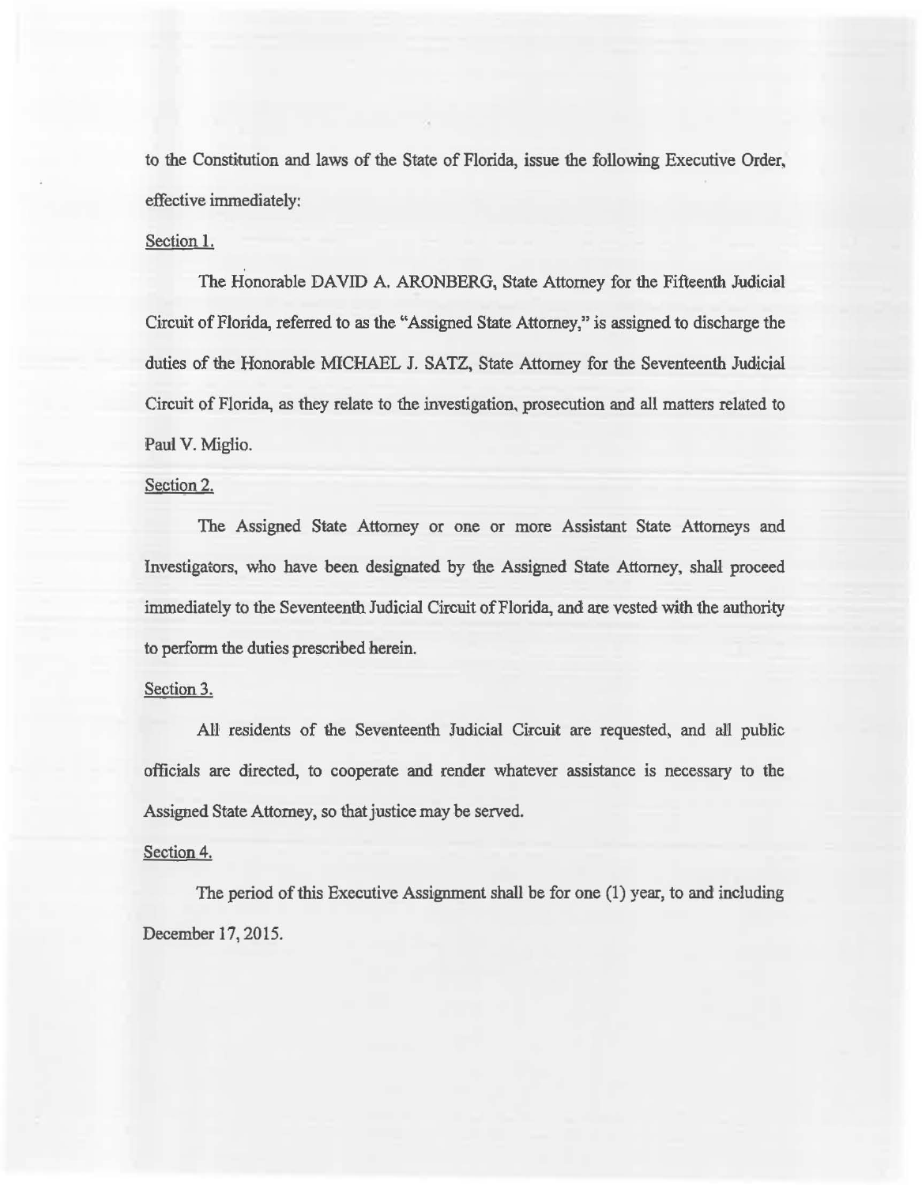to the Constitution and laws of the State of Florida, issue the following Executive Order, effective immediately:

Section 1.

The Honorable DAVID A. ARONBERG, State Attorney for the Fifteenth Judicial Circuit of Florida, referred to as the "Assigned State Attorney," is assigned to discharge the duties of the Honorable MICHAEL J. SATZ, State Attorney for the Seventeenth Judicial Circuit of Florida, as they relate to the investigation, prosecution and all matters related to Paul V. Miglio.

Section 2.

The Assigned State Attorney or one or more Assistant State Attorneys and Investigators, who have been designated by the Assigned State Attorney, shall proceed immediately to the Seventeenth Judicial Circuit of Florida, and are vested with the authority to perform the duties prescribed herein.

Section 3.

All residents of the Seventeenth Judicial Circuit are requested, and all public officials are directed, to cooperate and render whatever assistance is necessary to the Assigned State Attorney, so that justice may be served.

Section 4.

The period of this Executive Assignment shall be for one (1) year, to and including December 17, 2015.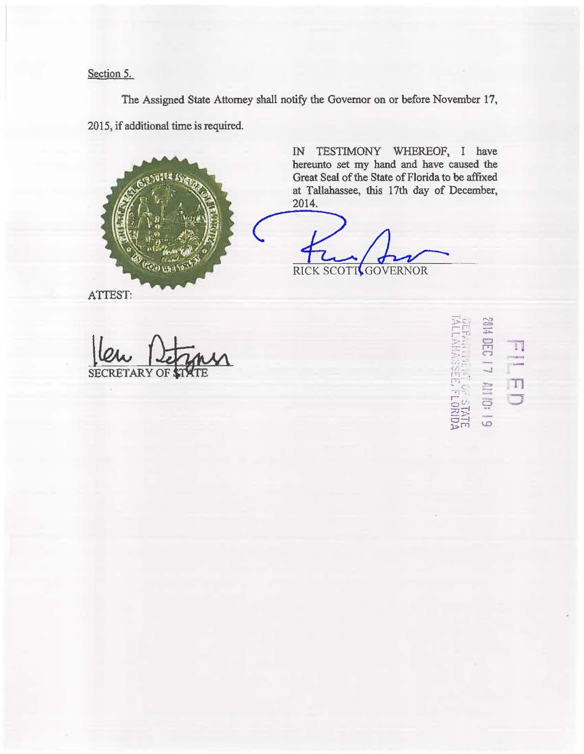Section 5.

The Assigned State Attorney shall notify the Governor on or before November 17, 2015, if additional time is required.

IN TESTIMONY WHEREOF, I have hereunto set my hand and have caused the Great Seal of the State of Florida to be affixed at Tallahassee, this 17th day of December, 2014.

RICK SCOTT, GOVERNOR

ATTEST:

SECRETARY OF STATE

FILED

2014 DEC 17 AM 10: 19

DEPARTMENT OF STATE
TALLAHASSEE, FLORIDA